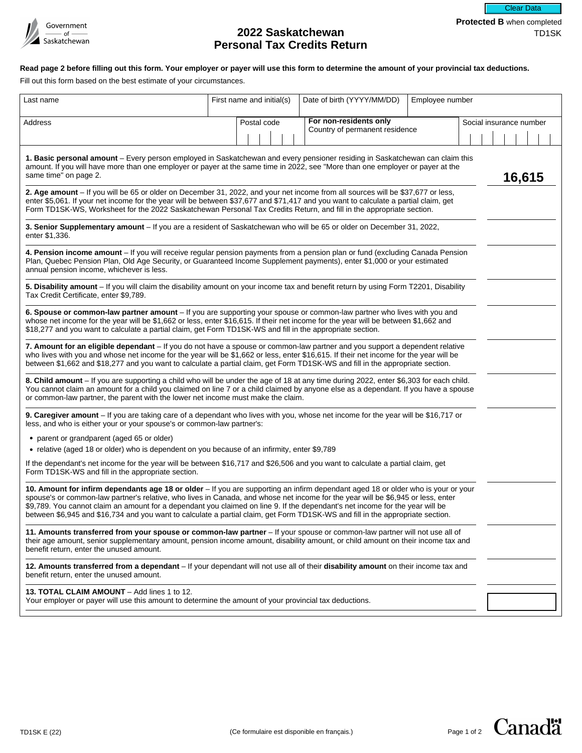Government of Saskatchewan

Clear Data

**Protected B** when completed

TD1SK

# 2022 Saskatchewan Personal Tax Credits Return

**Read page 2 before filling out this form. Your employer or payer will use this form to determine the amount of your provincial tax deductions.**

Fill out this form based on the best estimate of your circumstances.

| Last name | First name and initial(s) | Date of birth (YYYY/MM/DD) | Employee number |
|---|---|---|---|
| | | | |

| Address | Postal code | **For non-residents only** Country of permanent residence | Social insurance number |
|---|---|---|---|
| | | | |

| | |
|---|---|
| **1. Basic personal amount** – Every person employed in Saskatchewan and every pensioner residing in Saskatchewan can claim this amount. If you will have more than one employer or payer at the same time in 2022, see "More than one employer or payer at the same time" on page 2. | **16,615** |
| **2. Age amount** – If you will be 65 or older on December 31, 2022, and your net income from all sources will be $37,677 or less, enter $5,061. If your net income for the year will be between $37,677 and $71,417 and you want to calculate a partial claim, get Form TD1SK-WS, Worksheet for the 2022 Saskatchewan Personal Tax Credits Return, and fill in the appropriate section. | |
| **3. Senior Supplementary amount** – If you are a resident of Saskatchewan who will be 65 or older on December 31, 2022, enter $1,336. | |
| **4. Pension income amount** – If you will receive regular pension payments from a pension plan or fund (excluding Canada Pension Plan, Quebec Pension Plan, Old Age Security, or Guaranteed Income Supplement payments), enter $1,000 or your estimated annual pension income, whichever is less. | |
| **5. Disability amount** – If you will claim the disability amount on your income tax and benefit return by using Form T2201, Disability Tax Credit Certificate, enter $9,789. | |
| **6. Spouse or common-law partner amount** – If you are supporting your spouse or common-law partner who lives with you and whose net income for the year will be $1,662 or less, enter $16,615. If their net income for the year will be between $1,662 and $18,277 and you want to calculate a partial claim, get Form TD1SK-WS and fill in the appropriate section. | |
| **7. Amount for an eligible dependant** – If you do not have a spouse or common-law partner and you support a dependent relative who lives with you and whose net income for the year will be $1,662 or less, enter $16,615. If their net income for the year will be between $1,662 and $18,277 and you want to calculate a partial claim, get Form TD1SK-WS and fill in the appropriate section. | |
| **8. Child amount** – If you are supporting a child who will be under the age of 18 at any time during 2022, enter $6,303 for each child. You cannot claim an amount for a child you claimed on line 7 or a child claimed by anyone else as a dependant. If you have a spouse or common-law partner, the parent with the lower net income must make the claim. | |
| **9. Caregiver amount** – If you are taking care of a dependant who lives with you, whose net income for the year will be $16,717 or less, and who is either your or your spouse's or common-law partner's:<br>• parent or grandparent (aged 65 or older)<br>• relative (aged 18 or older) who is dependent on you because of an infirmity, enter $9,789<br>If the dependant's net income for the year will be between $16,717 and $26,506 and you want to calculate a partial claim, get Form TD1SK-WS and fill in the appropriate section. | |
| **10. Amount for infirm dependants age 18 or older** – If you are supporting an infirm dependant aged 18 or older who is your or your spouse's or common-law partner's relative, who lives in Canada, and whose net income for the year will be $6,945 or less, enter $9,789. You cannot claim an amount for a dependant you claimed on line 9. If the dependant's net income for the year will be between $6,945 and $16,734 and you want to calculate a partial claim, get Form TD1SK-WS and fill in the appropriate section. | |
| **11. Amounts transferred from your spouse or common-law partner** – If your spouse or common-law partner will not use all of their age amount, senior supplementary amount, pension income amount, disability amount, or child amount on their income tax and benefit return, enter the unused amount. | |
| **12. Amounts transferred from a dependant** – If your dependant will not use all of their **disability amount** on their income tax and benefit return, enter the unused amount. | |
| **13. TOTAL CLAIM AMOUNT** – Add lines 1 to 12.<br>Your employer or payer will use this amount to determine the amount of your provincial tax deductions. | |

TD1SK E (22)

(Ce formulaire est disponible en français.)

Canada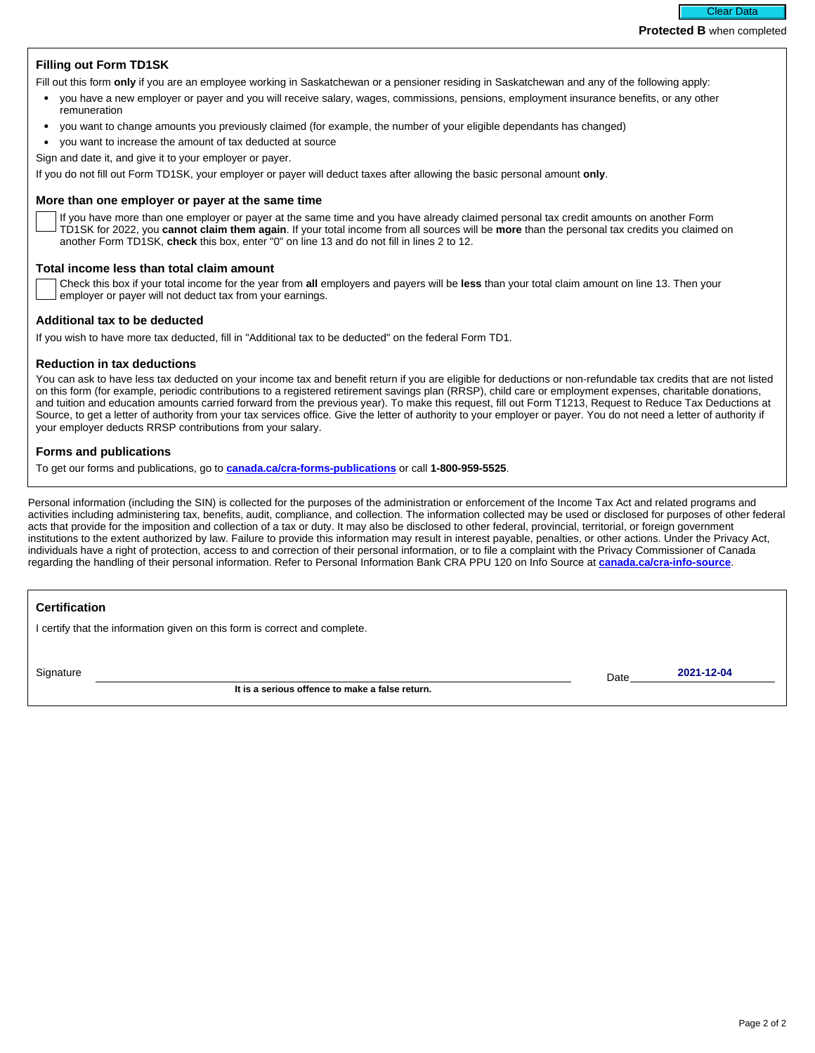Protected B when completed

## Filling out Form TD1SK

Fill out this form **only** if you are an employee working in Saskatchewan or a pensioner residing in Saskatchewan and any of the following apply:

- you have a new employer or payer and you will receive salary, wages, commissions, pensions, employment insurance benefits, or any other remuneration
- you want to change amounts you previously claimed (for example, the number of your eligible dependants has changed)
- you want to increase the amount of tax deducted at source

Sign and date it, and give it to your employer or payer.

If you do not fill out Form TD1SK, your employer or payer will deduct taxes after allowing the basic personal amount **only**.

## More than one employer or payer at the same time

☐ If you have more than one employer or payer at the same time and you have already claimed personal tax credit amounts on another Form TD1SK for 2022, you **cannot claim them again**. If your total income from all sources will be **more** than the personal tax credits you claimed on another Form TD1SK, **check** this box, enter "0" on line 13 and do not fill in lines 2 to 12.

## Total income less than total claim amount

☐ Check this box if your total income for the year from **all** employers and payers will be **less** than your total claim amount on line 13. Then your employer or payer will not deduct tax from your earnings.

## Additional tax to be deducted

If you wish to have more tax deducted, fill in "Additional tax to be deducted" on the federal Form TD1.

## Reduction in tax deductions

You can ask to have less tax deducted on your income tax and benefit return if you are eligible for deductions or non-refundable tax credits that are not listed on this form (for example, periodic contributions to a registered retirement savings plan (RRSP), child care or employment expenses, charitable donations, and tuition and education amounts carried forward from the previous year). To make this request, fill out Form T1213, Request to Reduce Tax Deductions at Source, to get a letter of authority from your tax services office. Give the letter of authority to your employer or payer. You do not need a letter of authority if your employer deducts RRSP contributions from your salary.

## Forms and publications

To get our forms and publications, go to **canada.ca/cra-forms-publications** or call **1-800-959-5525**.

Personal information (including the SIN) is collected for the purposes of the administration or enforcement of the Income Tax Act and related programs and activities including administering tax, benefits, audit, compliance, and collection. The information collected may be used or disclosed for purposes of other federal acts that provide for the imposition and collection of a tax or duty. It may also be disclosed to other federal, provincial, territorial, or foreign government institutions to the extent authorized by law. Failure to provide this information may result in interest payable, penalties, or other actions. Under the Privacy Act, individuals have a right of protection, access to and correction of their personal information, or to file a complaint with the Privacy Commissioner of Canada regarding the handling of their personal information. Refer to Personal Information Bank CRA PPU 120 on Info Source at **canada.ca/cra-info-source**.

## Certification

I certify that the information given on this form is correct and complete.

Signature ______________________________ Date **2021-12-04**

**It is a serious offence to make a false return.**